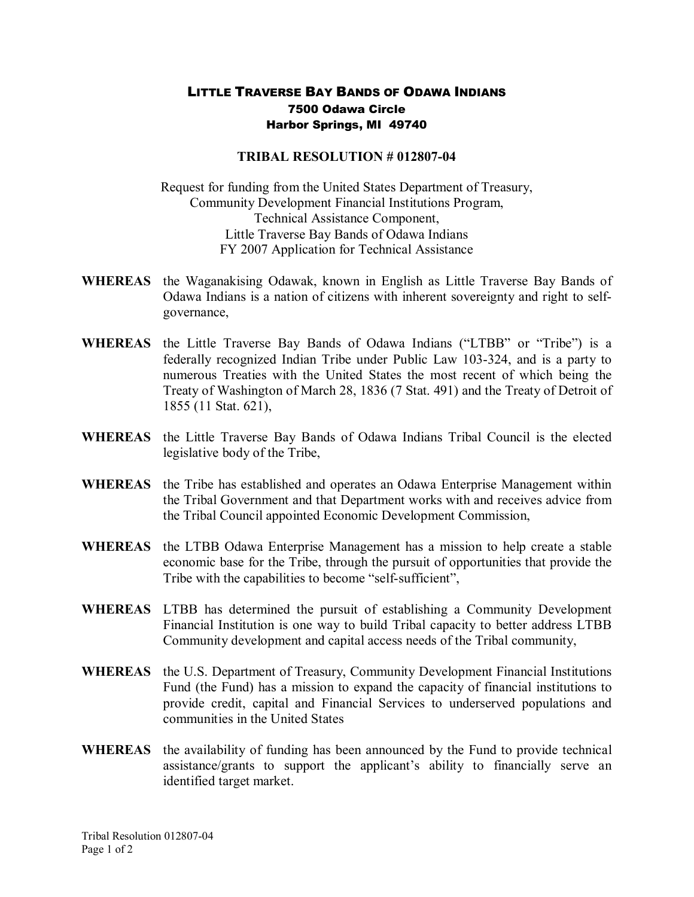# LITTLE TRAVERSE BAY BANDS OF ODAWA INDIANS

**7500 Odawa Circle**
**Harbor Springs, MI 49740**

## TRIBAL RESOLUTION # 012807-04

Request for funding from the United States Department of Treasury,
Community Development Financial Institutions Program,
Technical Assistance Component,
Little Traverse Bay Bands of Odawa Indians
FY 2007 Application for Technical Assistance

**WHEREAS** the Waganakising Odawak, known in English as Little Traverse Bay Bands of Odawa Indians is a nation of citizens with inherent sovereignty and right to self-governance,

**WHEREAS** the Little Traverse Bay Bands of Odawa Indians ("LTBB" or "Tribe") is a federally recognized Indian Tribe under Public Law 103-324, and is a party to numerous Treaties with the United States the most recent of which being the Treaty of Washington of March 28, 1836 (7 Stat. 491) and the Treaty of Detroit of 1855 (11 Stat. 621),

**WHEREAS** the Little Traverse Bay Bands of Odawa Indians Tribal Council is the elected legislative body of the Tribe,

**WHEREAS** the Tribe has established and operates an Odawa Enterprise Management within the Tribal Government and that Department works with and receives advice from the Tribal Council appointed Economic Development Commission,

**WHEREAS** the LTBB Odawa Enterprise Management has a mission to help create a stable economic base for the Tribe, through the pursuit of opportunities that provide the Tribe with the capabilities to become "self-sufficient",

**WHEREAS** LTBB has determined the pursuit of establishing a Community Development Financial Institution is one way to build Tribal capacity to better address LTBB Community development and capital access needs of the Tribal community,

**WHEREAS** the U.S. Department of Treasury, Community Development Financial Institutions Fund (the Fund) has a mission to expand the capacity of financial institutions to provide credit, capital and Financial Services to underserved populations and communities in the United States

**WHEREAS** the availability of funding has been announced by the Fund to provide technical assistance/grants to support the applicant's ability to financially serve an identified target market.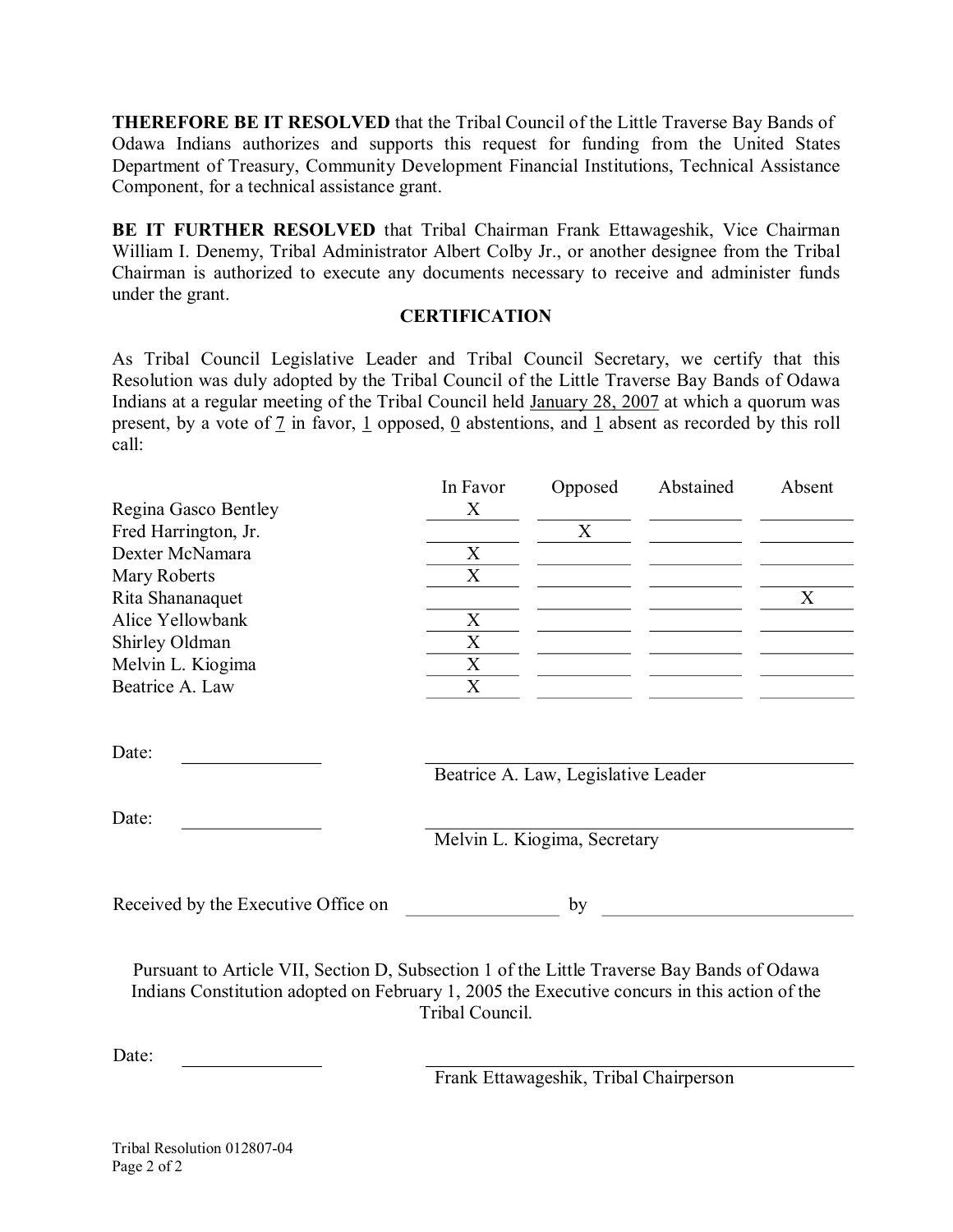**THEREFORE BE IT RESOLVED** that the Tribal Council of the Little Traverse Bay Bands of Odawa Indians authorizes and supports this request for funding from the United States Department of Treasury, Community Development Financial Institutions, Technical Assistance Component, for a technical assistance grant.

**BE IT FURTHER RESOLVED** that Tribal Chairman Frank Ettawageshik, Vice Chairman William I. Denemy, Tribal Administrator Albert Colby Jr., or another designee from the Tribal Chairman is authorized to execute any documents necessary to receive and administer funds under the grant.

**CERTIFICATION**

As Tribal Council Legislative Leader and Tribal Council Secretary, we certify that this Resolution was duly adopted by the Tribal Council of the Little Traverse Bay Bands of Odawa Indians at a regular meeting of the Tribal Council held January 28, 2007 at which a quorum was present, by a vote of 7 in favor, 1 opposed, 0 abstentions, and 1 absent as recorded by this roll call:

| | In Favor | Opposed | Abstained | Absent |
|---|---|---|---|---|
| Regina Gasco Bentley | X | | | |
| Fred Harrington, Jr. | | X | | |
| Dexter McNamara | X | | | |
| Mary Roberts | X | | | |
| Rita Shananaquet | | | | X |
| Alice Yellowbank | X | | | |
| Shirley Oldman | X | | | |
| Melvin L. Kiogima | X | | | |
| Beatrice A. Law | X | | | |

Date: ______________ ______________________________
Beatrice A. Law, Legislative Leader

Date: ______________ ______________________________
Melvin L. Kiogima, Secretary

Received by the Executive Office on ______________ by ______________________

Pursuant to Article VII, Section D, Subsection 1 of the Little Traverse Bay Bands of Odawa Indians Constitution adopted on February 1, 2005 the Executive concurs in this action of the Tribal Council.

Date: ______________ ______________________________
Frank Ettawageshik, Tribal Chairperson

Tribal Resolution 012807-04